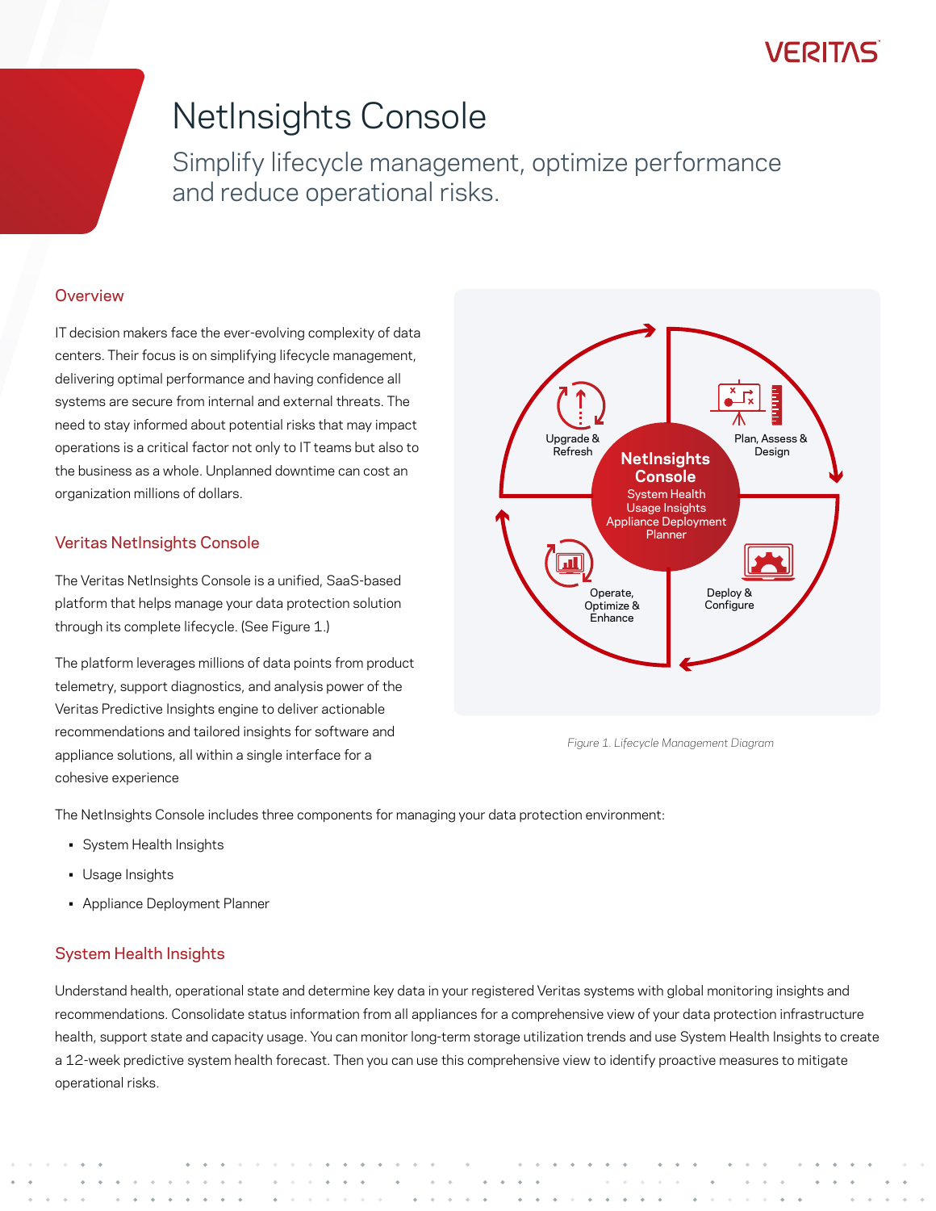# NetInsights Console

Simplify lifecycle management, optimize performance and reduce operational risks.

## Overview

IT decision makers face the ever-evolving complexity of data centers. Their focus is on simplifying lifecycle management, delivering optimal performance and having confidence all systems are secure from internal and external threats. The need to stay informed about potential risks that may impact operations is a critical factor not only to IT teams but also to the business as a whole. Unplanned downtime can cost an organization millions of dollars.

## Veritas NetInsights Console

The Veritas NetInsights Console is a unified, SaaS-based platform that helps manage your data protection solution through its complete lifecycle. (See Figure 1.)

The platform leverages millions of data points from product telemetry, support diagnostics, and analysis power of the Veritas Predictive Insights engine to deliver actionable recommendations and tailored insights for software and appliance solutions, all within a single interface for a cohesive experience

Upgrade & Refresh

Plan, Assess & Design

**NetInsights Console**
System Health
Usage Insights
Appliance Deployment Planner

Operate, Optimize & Enhance

Deploy & Configure

*Figure 1. Lifecycle Management Diagram*

The NetInsights Console includes three components for managing your data protection environment:

- System Health Insights
- Usage Insights
- Appliance Deployment Planner

## System Health Insights

Understand health, operational state and determine key data in your registered Veritas systems with global monitoring insights and recommendations. Consolidate status information from all appliances for a comprehensive view of your data protection infrastructure health, support state and capacity usage. You can monitor long-term storage utilization trends and use System Health Insights to create a 12-week predictive system health forecast. Then you can use this comprehensive view to identify proactive measures to mitigate operational risks.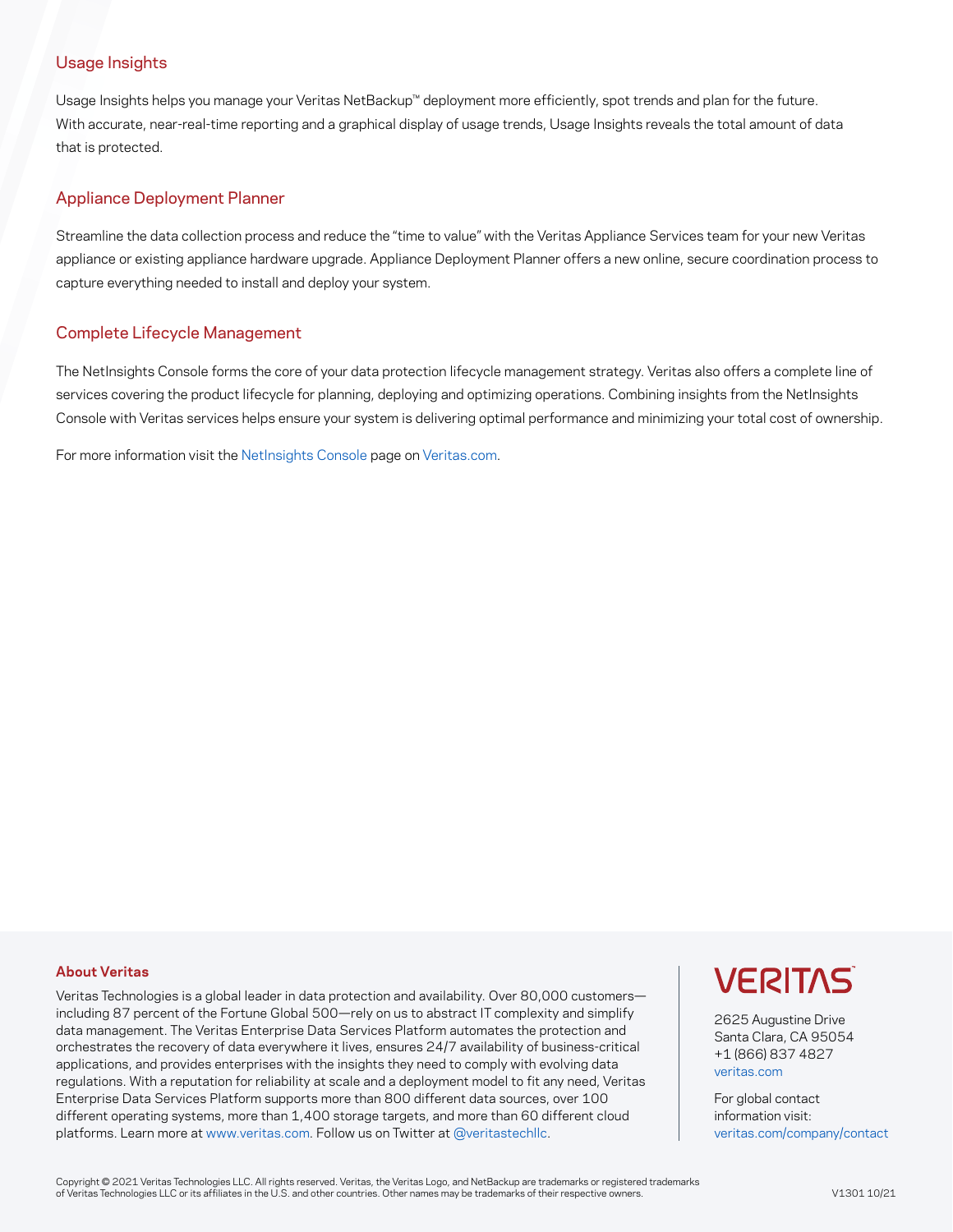## Usage Insights

Usage Insights helps you manage your Veritas NetBackup™ deployment more efficiently, spot trends and plan for the future. With accurate, near-real-time reporting and a graphical display of usage trends, Usage Insights reveals the total amount of data that is protected.

## Appliance Deployment Planner

Streamline the data collection process and reduce the "time to value" with the Veritas Appliance Services team for your new Veritas appliance or existing appliance hardware upgrade. Appliance Deployment Planner offers a new online, secure coordination process to capture everything needed to install and deploy your system.

## Complete Lifecycle Management

The NetInsights Console forms the core of your data protection lifecycle management strategy. Veritas also offers a complete line of services covering the product lifecycle for planning, deploying and optimizing operations. Combining insights from the NetInsights Console with Veritas services helps ensure your system is delivering optimal performance and minimizing your total cost of ownership.

For more information visit the NetInsights Console page on Veritas.com.

**About Veritas**

Veritas Technologies is a global leader in data protection and availability. Over 80,000 customers—including 87 percent of the Fortune Global 500—rely on us to abstract IT complexity and simplify data management. The Veritas Enterprise Data Services Platform automates the protection and orchestrates the recovery of data everywhere it lives, ensures 24/7 availability of business-critical applications, and provides enterprises with the insights they need to comply with evolving data regulations. With a reputation for reliability at scale and a deployment model to fit any need, Veritas Enterprise Data Services Platform supports more than 800 different data sources, over 100 different operating systems, more than 1,400 storage targets, and more than 60 different cloud platforms. Learn more at www.veritas.com. Follow us on Twitter at @veritastechllc.

VERITAS

2625 Augustine Drive
Santa Clara, CA 95054
+1 (866) 837 4827
veritas.com

For global contact information visit:
veritas.com/company/contact

Copyright © 2021 Veritas Technologies LLC. All rights reserved. Veritas, the Veritas Logo, and NetBackup are trademarks or registered trademarks of Veritas Technologies LLC or its affiliates in the U.S. and other countries. Other names may be trademarks of their respective owners.

V1301 10/21